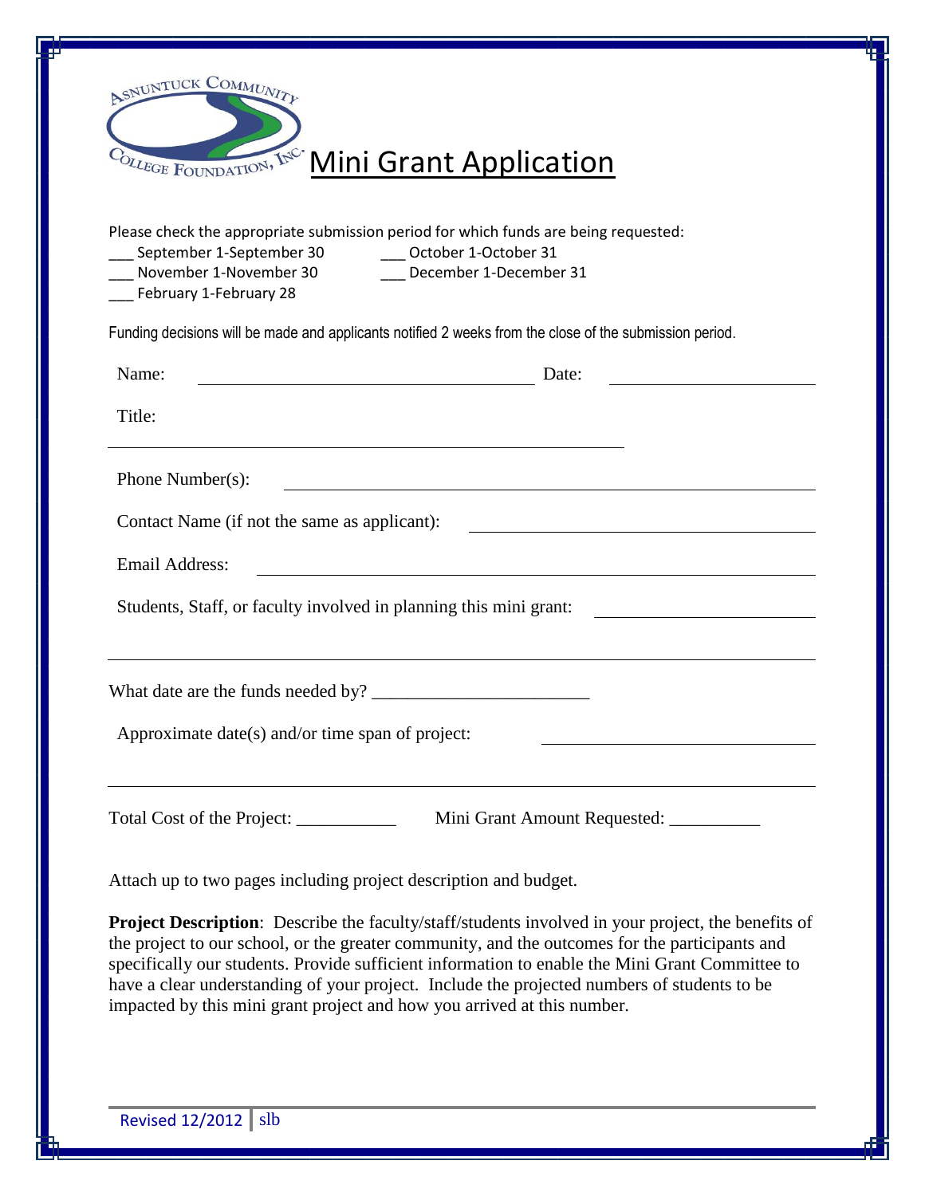Asnuntuck Community College Foundation, Inc.

# Mini Grant Application

Please check the appropriate submission period for which funds are being requested:

___ September 1-September 30 ___ October 1-October 31
___ November 1-November 30 ___ December 1-December 31
___ February 1-February 28

Funding decisions will be made and applicants notified 2 weeks from the close of the submission period.

Name: ________________________________ Date: ____________________

Title: ________________________________________________

Phone Number(s): ________________________________________________

Contact Name (if not the same as applicant): ________________________________

Email Address: ________________________________________________

Students, Staff, or faculty involved in planning this mini grant: ____________________

________________________________________________________________

What date are the funds needed by? ________________________

Approximate date(s) and/or time span of project: ________________________

________________________________________________________________

Total Cost of the Project: ___________ Mini Grant Amount Requested: __________

Attach up to two pages including project description and budget.

**Project Description**: Describe the faculty/staff/students involved in your project, the benefits of the project to our school, or the greater community, and the outcomes for the participants and specifically our students. Provide sufficient information to enable the Mini Grant Committee to have a clear understanding of your project. Include the projected numbers of students to be impacted by this mini grant project and how you arrived at this number.

Revised 12/2012 | slb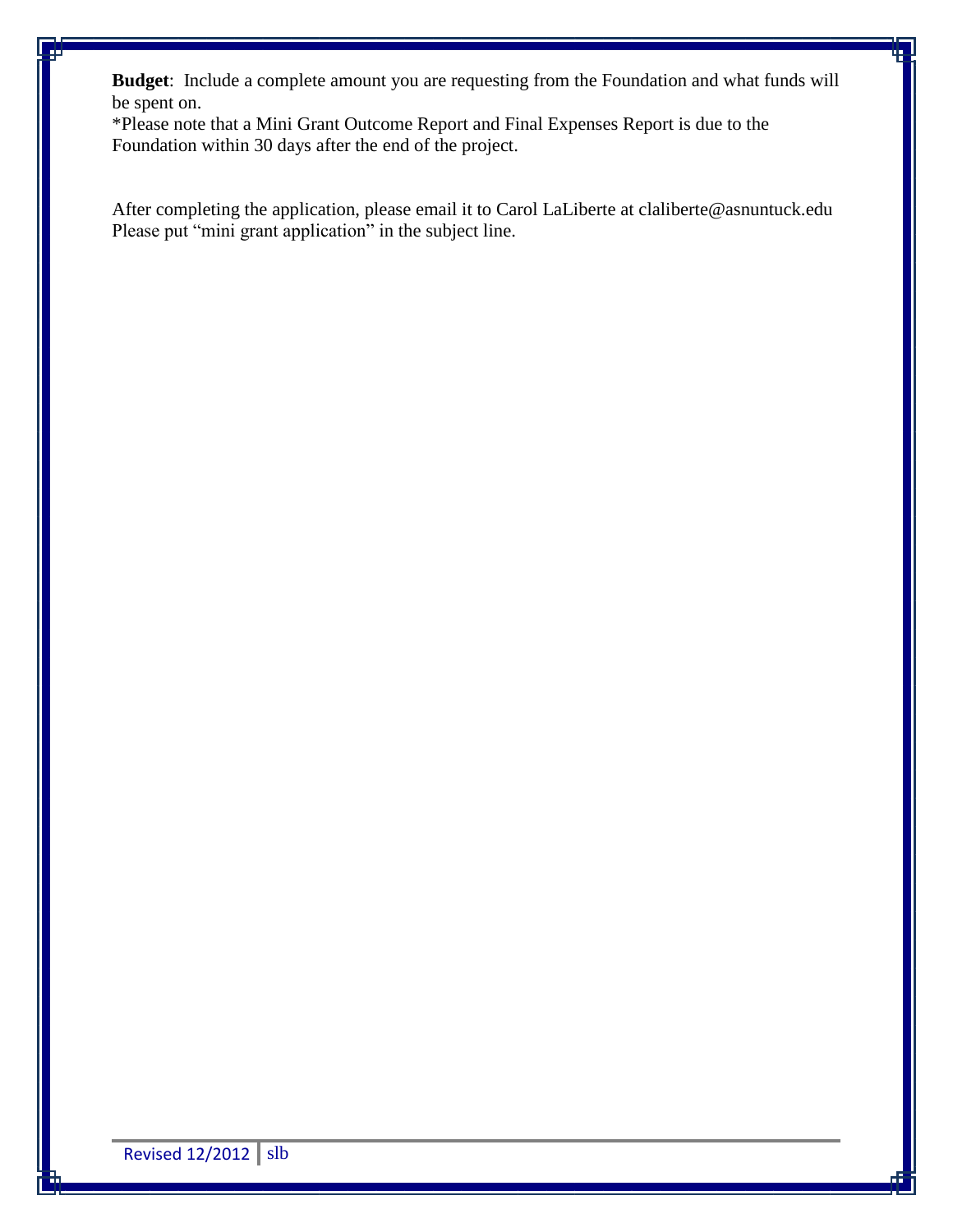**Budget**: Include a complete amount you are requesting from the Foundation and what funds will be spent on.

*Please note that a Mini Grant Outcome Report and Final Expenses Report is due to the Foundation within 30 days after the end of the project.

After completing the application, please email it to Carol LaLiberte at claliberte@asnuntuck.edu
Please put "mini grant application" in the subject line.